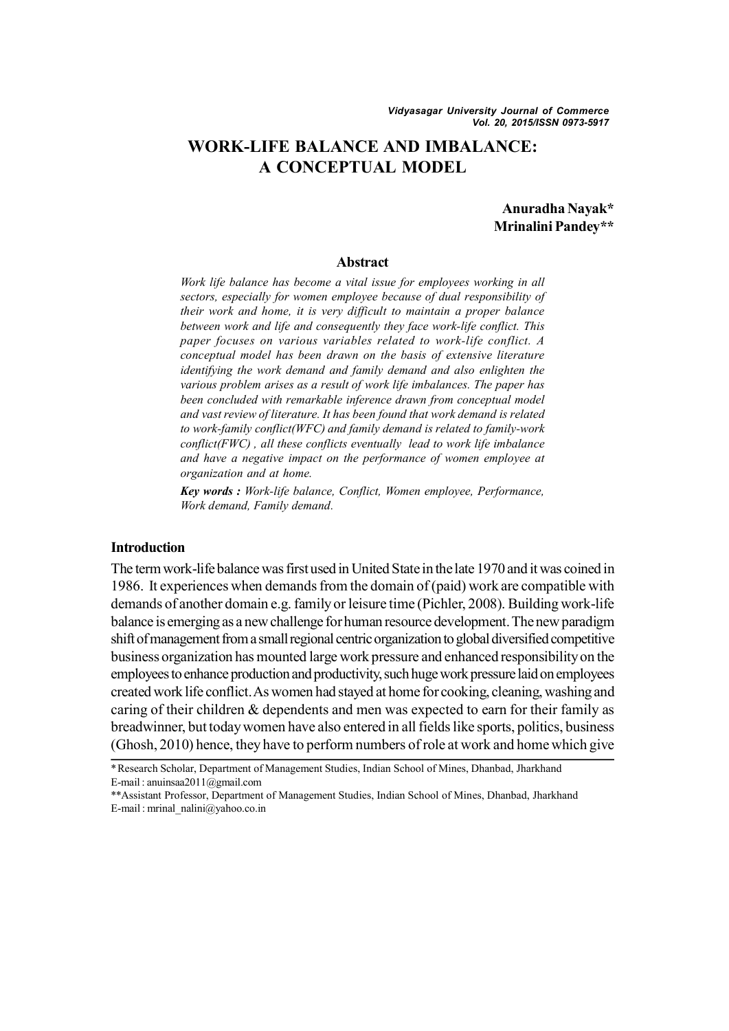# WORK-LIFE BALANCE AND IMBALANCE: A CONCEPTUAL MODEL

**Anuradha Nayak\***
**Mrinalini Pandey\*\***

## Abstract

*Work life balance has become a vital issue for employees working in all sectors, especially for women employee because of dual responsibility of their work and home, it is very difficult to maintain a proper balance between work and life and consequently they face work-life conflict. This paper focuses on various variables related to work-life conflict. A conceptual model has been drawn on the basis of extensive literature identifying the work demand and family demand and also enlighten the various problem arises as a result of work life imbalances. The paper has been concluded with remarkable inference drawn from conceptual model and vast review of literature. It has been found that work demand is related to work-family conflict(WFC) and family demand is related to family-work conflict(FWC) , all these conflicts eventually lead to work life imbalance and have a negative impact on the performance of women employee at organization and at home.*

***Key words :*** *Work-life balance, Conflict, Women employee, Performance, Work demand, Family demand.*

## Introduction

The term work-life balance was first used in United State in the late 1970 and it was coined in 1986. It experiences when demands from the domain of (paid) work are compatible with demands of another domain e.g. family or leisure time (Pichler, 2008). Building work-life balance is emerging as a new challenge for human resource development. The new paradigm shift of management from a small regional centric organization to global diversified competitive business organization has mounted large work pressure and enhanced responsibility on the employees to enhance production and productivity, such huge work pressure laid on employees created work life conflict. As women had stayed at home for cooking, cleaning, washing and caring of their children & dependents and men was expected to earn for their family as breadwinner, but today women have also entered in all fields like sports, politics, business (Ghosh, 2010) hence, they have to perform numbers of role at work and home which give

---

\* Research Scholar, Department of Management Studies, Indian School of Mines, Dhanbad, Jharkhand
E-mail : anuinsaa2011@gmail.com

\*\*Assistant Professor, Department of Management Studies, Indian School of Mines, Dhanbad, Jharkhand
E-mail : mrinal_nalini@yahoo.co.in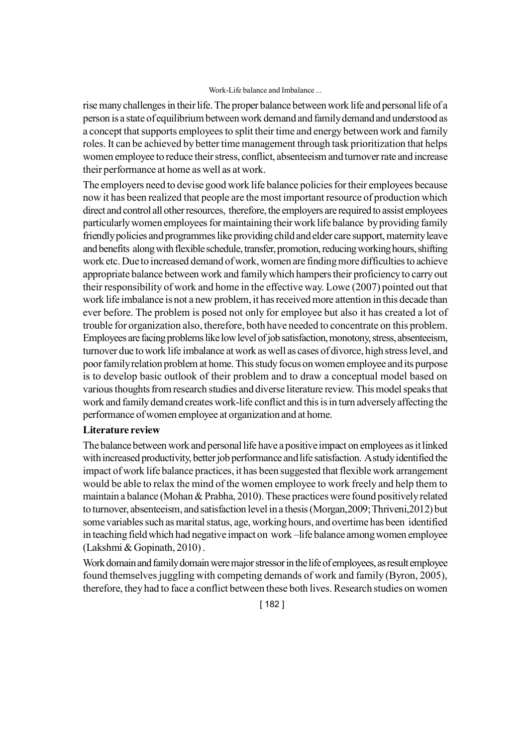rise many challenges in their life. The proper balance between work life and personal life of a person is a state of equilibrium between work demand and family demand and understood as a concept that supports employees to split their time and energy between work and family roles. It can be achieved by better time management through task prioritization that helps women employee to reduce their stress, conflict, absenteeism and turnover rate and increase their performance at home as well as at work.

The employers need to devise good work life balance policies for their employees because now it has been realized that people are the most important resource of production which direct and control all other resources, therefore, the employers are required to assist employees particularly women employees for maintaining their work life balance by providing family friendly policies and programmes like providing child and elder care support, maternity leave and benefits along with flexible schedule, transfer, promotion, reducing working hours, shifting work etc. Due to increased demand of work, women are finding more difficulties to achieve appropriate balance between work and family which hampers their proficiency to carry out their responsibility of work and home in the effective way. Lowe (2007) pointed out that work life imbalance is not a new problem, it has received more attention in this decade than ever before. The problem is posed not only for employee but also it has created a lot of trouble for organization also, therefore, both have needed to concentrate on this problem. Employees are facing problems like low level of job satisfaction, monotony, stress, absenteeism, turnover due to work life imbalance at work as well as cases of divorce, high stress level, and poor family relation problem at home. This study focus on women employee and its purpose is to develop basic outlook of their problem and to draw a conceptual model based on various thoughts from research studies and diverse literature review. This model speaks that work and family demand creates work-life conflict and this is in turn adversely affecting the performance of women employee at organization and at home.

**Literature review**

The balance between work and personal life have a positive impact on employees as it linked with increased productivity, better job performance and life satisfaction. A study identified the impact of work life balance practices, it has been suggested that flexible work arrangement would be able to relax the mind of the women employee to work freely and help them to maintain a balance (Mohan & Prabha, 2010). These practices were found positively related to turnover, absenteeism, and satisfaction level in a thesis (Morgan,2009; Thriveni,2012) but some variables such as marital status, age, working hours, and overtime has been identified in teaching field which had negative impact on work –life balance among women employee (Lakshmi & Gopinath, 2010) .

Work domain and family domain were major stressor in the life of employees, as result employee found themselves juggling with competing demands of work and family (Byron, 2005), therefore, they had to face a conflict between these both lives. Research studies on women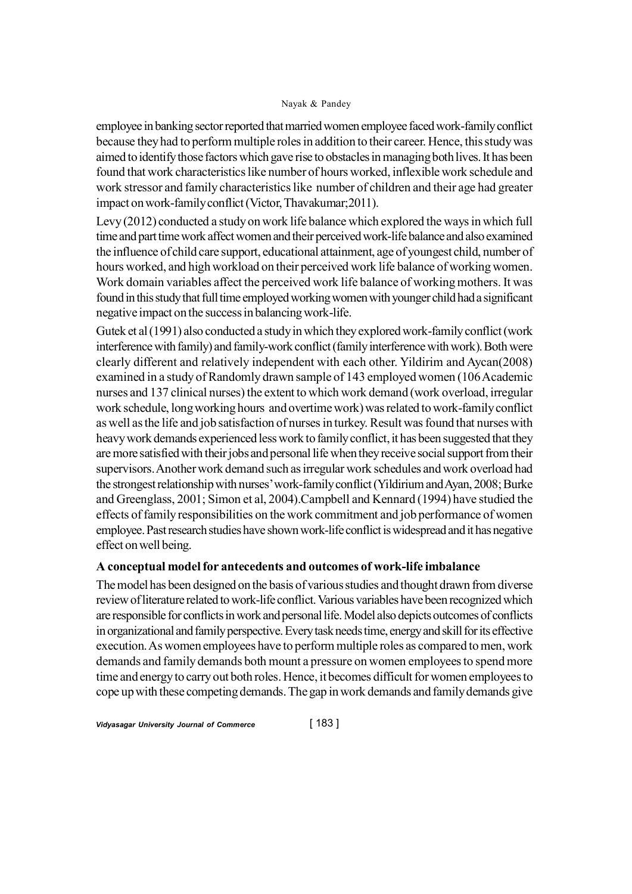employee in banking sector reported that married women employee faced work-family conflict because they had to perform multiple roles in addition to their career. Hence, this study was aimed to identify those factors which gave rise to obstacles in managing both lives. It has been found that work characteristics like number of hours worked, inflexible work schedule and work stressor and family characteristics like number of children and their age had greater impact on work-family conflict (Victor, Thavakumar;2011).

Levy (2012) conducted a study on work life balance which explored the ways in which full time and part time work affect women and their perceived work-life balance and also examined the influence of child care support, educational attainment, age of youngest child, number of hours worked, and high workload on their perceived work life balance of working women. Work domain variables affect the perceived work life balance of working mothers. It was found in this study that full time employed working women with younger child had a significant negative impact on the success in balancing work-life.

Gutek et al (1991) also conducted a study in which they explored work-family conflict (work interference with family) and family-work conflict (family interference with work). Both were clearly different and relatively independent with each other. Yildirim and Aycan(2008) examined in a study of Randomly drawn sample of 143 employed women (106 Academic nurses and 137 clinical nurses) the extent to which work demand (work overload, irregular work schedule, long working hours and overtime work) was related to work-family conflict as well as the life and job satisfaction of nurses in turkey. Result was found that nurses with heavy work demands experienced less work to family conflict, it has been suggested that they are more satisfied with their jobs and personal life when they receive social support from their supervisors. Another work demand such as irregular work schedules and work overload had the strongest relationship with nurses' work-family conflict (Yildirium and Ayan, 2008; Burke and Greenglass, 2001; Simon et al, 2004).Campbell and Kennard (1994) have studied the effects of family responsibilities on the work commitment and job performance of women employee. Past research studies have shown work-life conflict is widespread and it has negative effect on well being.

**A conceptual model for antecedents and outcomes of work-life imbalance**

The model has been designed on the basis of various studies and thought drawn from diverse review of literature related to work-life conflict. Various variables have been recognized which are responsible for conflicts in work and personal life. Model also depicts outcomes of conflicts in organizational and family perspective. Every task needs time, energy and skill for its effective execution. As women employees have to perform multiple roles as compared to men, work demands and family demands both mount a pressure on women employees to spend more time and energy to carry out both roles. Hence, it becomes difficult for women employees to cope up with these competing demands. The gap in work demands and family demands give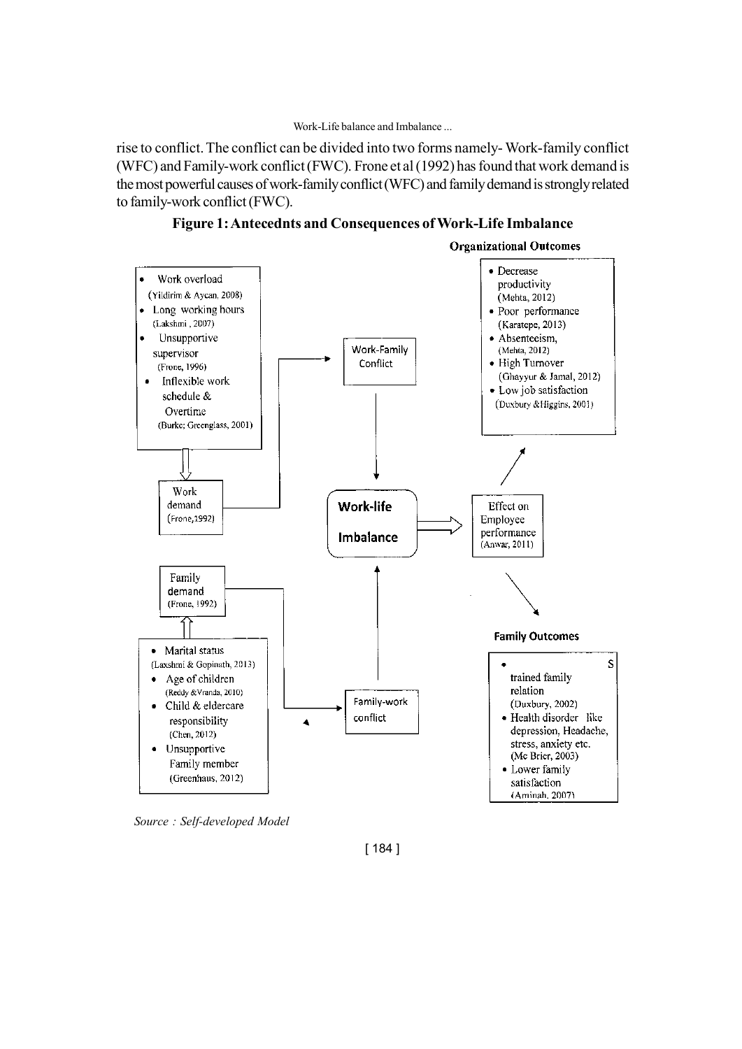rise to conflict. The conflict can be divided into two forms namely- Work-family conflict (WFC) and Family-work conflict (FWC). Frone et al (1992) has found that work demand is the most powerful causes of work-family conflict (WFC) and family demand is strongly related to family-work conflict (FWC).

**Figure 1: Antecednts and Consequences of Work-Life Imbalance**

- Work overload (Yildirim & Aycan, 2008)
- Long working hours (Lakshmi , 2007)
- Unsupportive supervisor (Frone, 1996)
- Inflexible work schedule & Overtime (Burke; Greenglass, 2001)

Work demand (Frone,1992)

Work-Family Conflict

Family demand (Frone, 1992)

- Marital status (Laxshmi & Gopinath, 2013)
- Age of children (Reddy &Vranda, 2010)
- Child & eldercare responsibility (Chen, 2012)
- Unsupportive Family member (Greenhaus, 2012)

Family-work conflict

Work-life Imbalance

Effect on Employee performance (Anwar, 2011)

**Organizational Outcomes**

- Decrease productivity (Mehta, 2012)
- Poor performance (Karatepe, 2013)
- Absenteeism, (Mehta, 2012)
- High Turnover (Ghayyur & Jamal, 2012)
- Low job satisfaction (Duxbury &Higgins, 2001)

**Family Outcomes**

- S trained family relation (Duxbury, 2002)
- Health disorder like depression, Headache, stress, anxiety etc. (Mc Brier, 2003)
- Lower family satisfaction (Aminah, 2007)

*Source : Self-developed Model*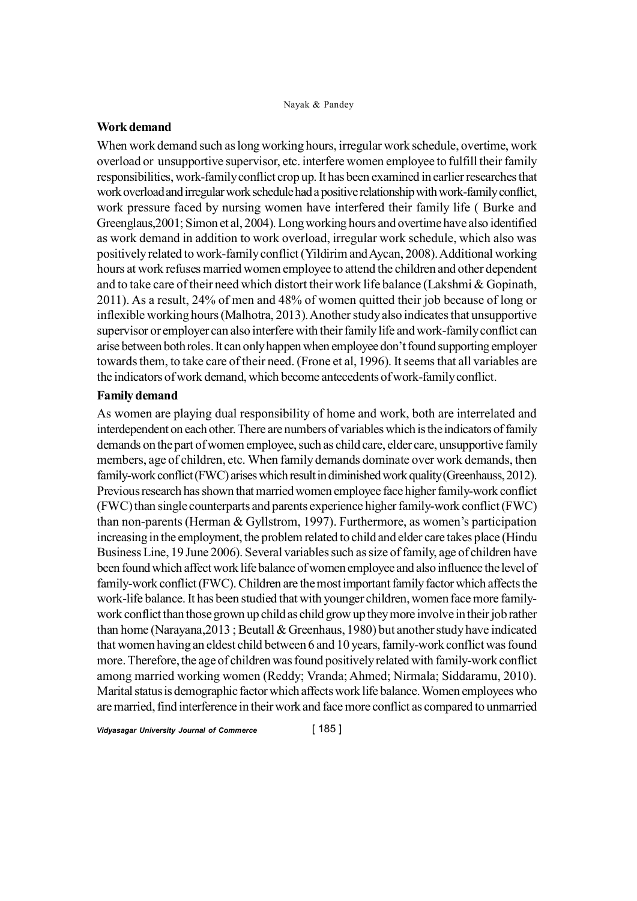**Work demand**

When work demand such as long working hours, irregular work schedule, overtime, work overload or unsupportive supervisor, etc. interfere women employee to fulfill their family responsibilities, work-family conflict crop up. It has been examined in earlier researches that work overload and irregular work schedule had a positive relationship with work-family conflict, work pressure faced by nursing women have interfered their family life ( Burke and Greenglaus,2001; Simon et al, 2004). Long working hours and overtime have also identified as work demand in addition to work overload, irregular work schedule, which also was positively related to work-family conflict (Yildirim and Aycan, 2008). Additional working hours at work refuses married women employee to attend the children and other dependent and to take care of their need which distort their work life balance (Lakshmi & Gopinath, 2011). As a result, 24% of men and 48% of women quitted their job because of long or inflexible working hours (Malhotra, 2013). Another study also indicates that unsupportive supervisor or employer can also interfere with their family life and work-family conflict can arise between both roles. It can only happen when employee don't found supporting employer towards them, to take care of their need. (Frone et al, 1996). It seems that all variables are the indicators of work demand, which become antecedents of work-family conflict.

**Family demand**

As women are playing dual responsibility of home and work, both are interrelated and interdependent on each other. There are numbers of variables which is the indicators of family demands on the part of women employee, such as child care, elder care, unsupportive family members, age of children, etc. When family demands dominate over work demands, then family-work conflict (FWC) arises which result in diminished work quality (Greenhauss, 2012). Previous research has shown that married women employee face higher family-work conflict (FWC) than single counterparts and parents experience higher family-work conflict (FWC) than non-parents (Herman & Gyllstrom, 1997). Furthermore, as women's participation increasing in the employment, the problem related to child and elder care takes place (Hindu Business Line, 19 June 2006). Several variables such as size of family, age of children have been found which affect work life balance of women employee and also influence the level of family-work conflict (FWC). Children are the most important family factor which affects the work-life balance. It has been studied that with younger children, women face more family-work conflict than those grown up child as child grow up they more involve in their job rather than home (Narayana,2013 ; Beutall & Greenhaus, 1980) but another study have indicated that women having an eldest child between 6 and 10 years, family-work conflict was found more. Therefore, the age of children was found positively related with family-work conflict among married working women (Reddy; Vranda; Ahmed; Nirmala; Siddaramu, 2010). Marital status is demographic factor which affects work life balance. Women employees who are married, find interference in their work and face more conflict as compared to unmarried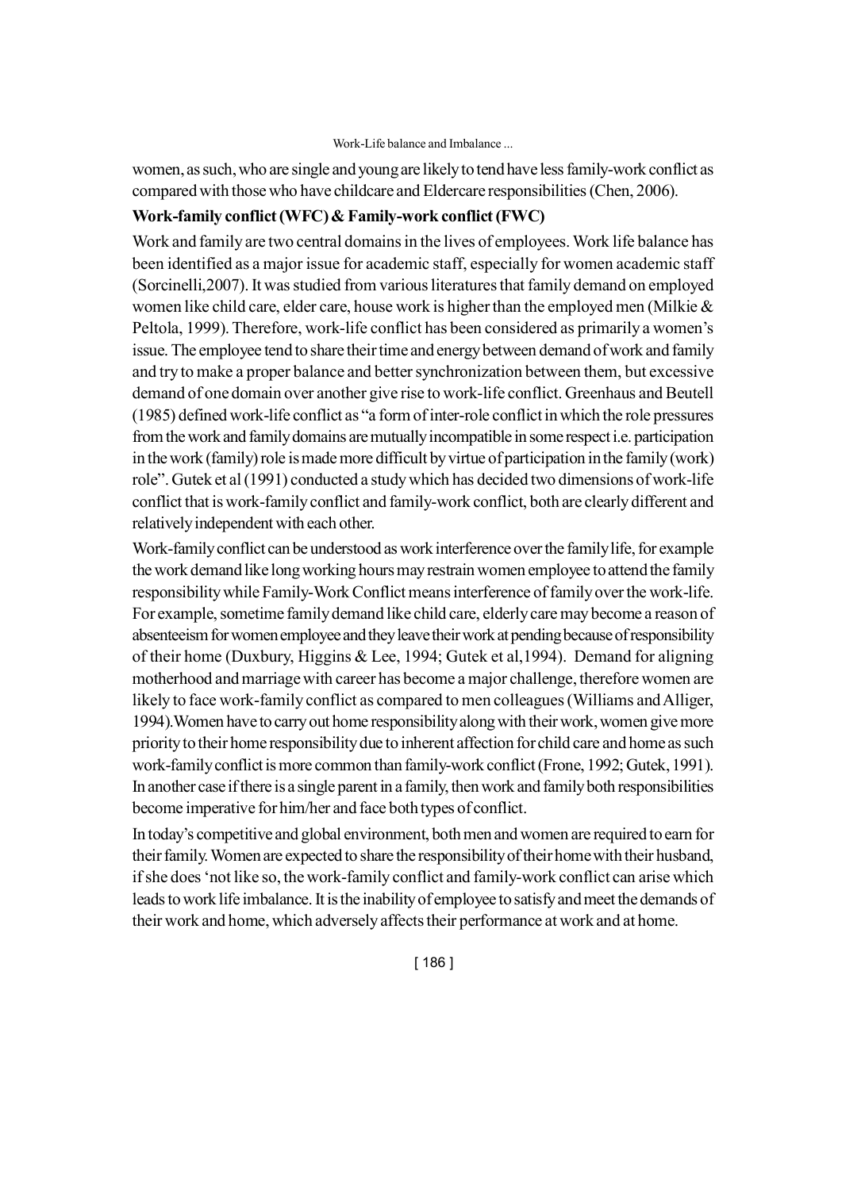women, as such, who are single and young are likely to tend have less family-work conflict as compared with those who have childcare and Eldercare responsibilities (Chen, 2006).

**Work-family conflict (WFC) & Family-work conflict (FWC)**

Work and family are two central domains in the lives of employees. Work life balance has been identified as a major issue for academic staff, especially for women academic staff (Sorcinelli,2007). It was studied from various literatures that family demand on employed women like child care, elder care, house work is higher than the employed men (Milkie & Peltola, 1999). Therefore, work-life conflict has been considered as primarily a women's issue. The employee tend to share their time and energy between demand of work and family and try to make a proper balance and better synchronization between them, but excessive demand of one domain over another give rise to work-life conflict. Greenhaus and Beutell (1985) defined work-life conflict as "a form of inter-role conflict in which the role pressures from the work and family domains are mutually incompatible in some respect i.e. participation in the work (family) role is made more difficult by virtue of participation in the family (work) role". Gutek et al (1991) conducted a study which has decided two dimensions of work-life conflict that is work-family conflict and family-work conflict, both are clearly different and relatively independent with each other.

Work-family conflict can be understood as work interference over the family life, for example the work demand like long working hours may restrain women employee to attend the family responsibility while Family-Work Conflict means interference of family over the work-life. For example, sometime family demand like child care, elderly care may become a reason of absenteeism for women employee and they leave their work at pending because of responsibility of their home (Duxbury, Higgins & Lee, 1994; Gutek et al,1994). Demand for aligning motherhood and marriage with career has become a major challenge, therefore women are likely to face work-family conflict as compared to men colleagues (Williams and Alliger, 1994).Women have to carry out home responsibility along with their work, women give more priority to their home responsibility due to inherent affection for child care and home as such work-family conflict is more common than family-work conflict (Frone, 1992; Gutek, 1991). In another case if there is a single parent in a family, then work and family both responsibilities become imperative for him/her and face both types of conflict.

In today's competitive and global environment, both men and women are required to earn for their family. Women are expected to share the responsibility of their home with their husband, if she does 'not like so, the work-family conflict and family-work conflict can arise which leads to work life imbalance. It is the inability of employee to satisfy and meet the demands of their work and home, which adversely affects their performance at work and at home.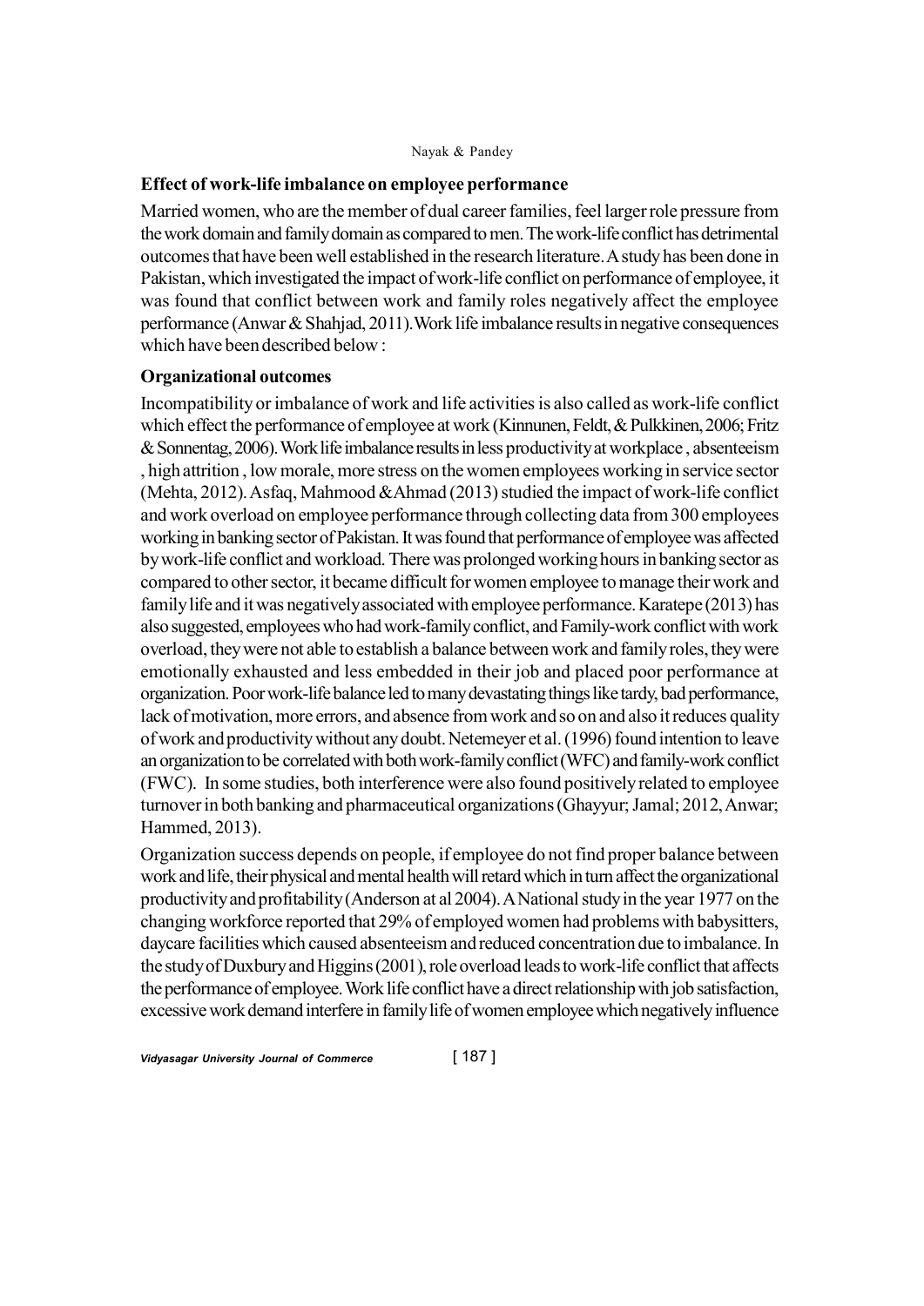**Effect of work-life imbalance on employee performance**

Married women, who are the member of dual career families, feel larger role pressure from the work domain and family domain as compared to men. The work-life conflict has detrimental outcomes that have been well established in the research literature. A study has been done in Pakistan, which investigated the impact of work-life conflict on performance of employee, it was found that conflict between work and family roles negatively affect the employee performance (Anwar & Shahjad, 2011). Work life imbalance results in negative consequences which have been described below :

**Organizational outcomes**

Incompatibility or imbalance of work and life activities is also called as work-life conflict which effect the performance of employee at work (Kinnunen, Feldt, & Pulkkinen, 2006; Fritz & Sonnentag, 2006). Work life imbalance results in less productivity at workplace , absenteeism , high attrition , low morale, more stress on the women employees working in service sector (Mehta, 2012). Asfaq, Mahmood &Ahmad (2013) studied the impact of work-life conflict and work overload on employee performance through collecting data from 300 employees working in banking sector of Pakistan. It was found that performance of employee was affected by work-life conflict and workload. There was prolonged working hours in banking sector as compared to other sector, it became difficult for women employee to manage their work and family life and it was negatively associated with employee performance. Karatepe (2013) has also suggested, employees who had work-family conflict, and Family-work conflict with work overload, they were not able to establish a balance between work and family roles, they were emotionally exhausted and less embedded in their job and placed poor performance at organization. Poor work-life balance led to many devastating things like tardy, bad performance, lack of motivation, more errors, and absence from work and so on and also it reduces quality of work and productivity without any doubt. Netemeyer et al. (1996) found intention to leave an organization to be correlated with both work-family conflict (WFC) and family-work conflict (FWC). In some studies, both interference were also found positively related to employee turnover in both banking and pharmaceutical organizations (Ghayyur; Jamal; 2012, Anwar; Hammed, 2013).

Organization success depends on people, if employee do not find proper balance between work and life, their physical and mental health will retard which in turn affect the organizational productivity and profitability (Anderson at al 2004). A National study in the year 1977 on the changing workforce reported that 29% of employed women had problems with babysitters, daycare facilities which caused absenteeism and reduced concentration due to imbalance. In the study of Duxbury and Higgins (2001), role overload leads to work-life conflict that affects the performance of employee. Work life conflict have a direct relationship with job satisfaction, excessive work demand interfere in family life of women employee which negatively influence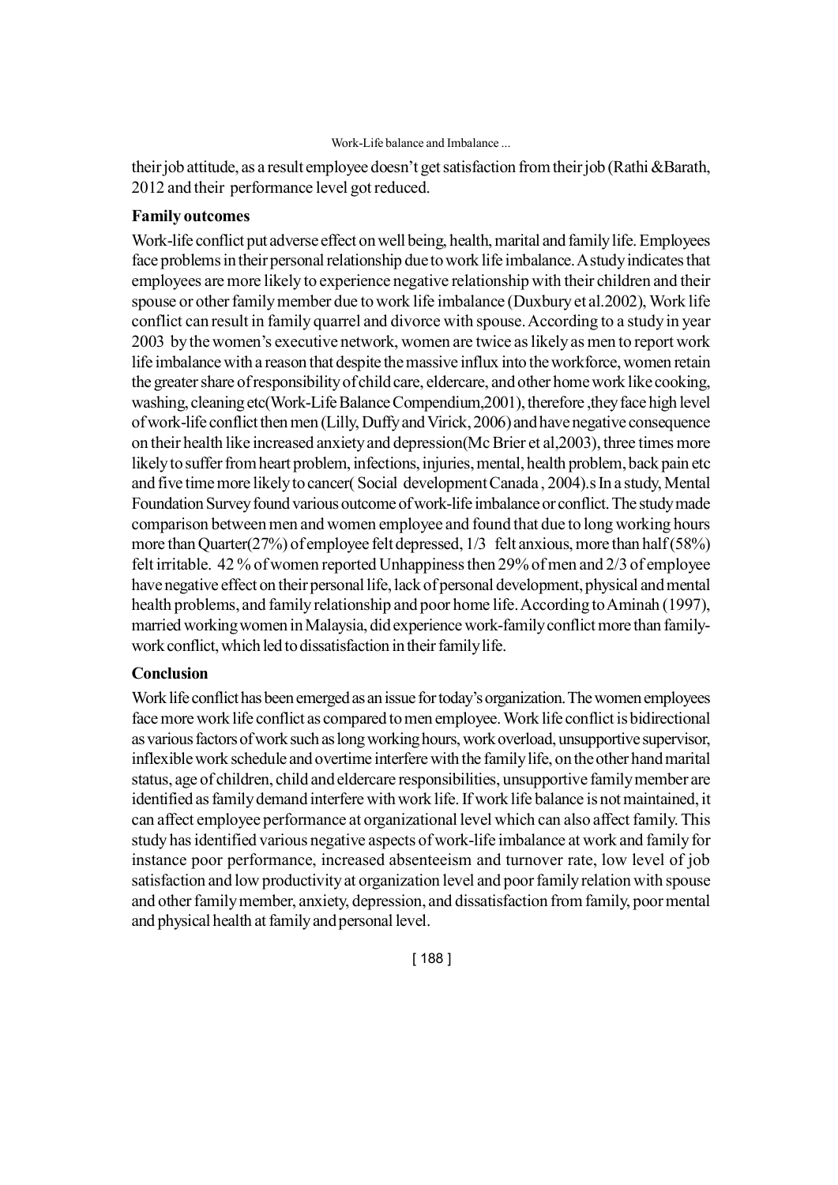their job attitude, as a result employee doesn't get satisfaction from their job (Rathi &Barath, 2012 and their performance level got reduced.

**Family outcomes**

Work-life conflict put adverse effect on well being, health, marital and family life. Employees face problems in their personal relationship due to work life imbalance. A study indicates that employees are more likely to experience negative relationship with their children and their spouse or other family member due to work life imbalance (Duxbury et al.2002), Work life conflict can result in family quarrel and divorce with spouse. According to a study in year 2003 by the women's executive network, women are twice as likely as men to report work life imbalance with a reason that despite the massive influx into the workforce, women retain the greater share of responsibility of child care, eldercare, and other home work like cooking, washing, cleaning etc(Work-Life Balance Compendium,2001), therefore ,they face high level of work-life conflict then men (Lilly, Duffy and Virick, 2006) and have negative consequence on their health like increased anxiety and depression(Mc Brier et al,2003), three times more likely to suffer from heart problem, infections, injuries, mental, health problem, back pain etc and five time more likely to cancer( Social development Canada , 2004).s In a study, Mental Foundation Survey found various outcome of work-life imbalance or conflict. The study made comparison between men and women employee and found that due to long working hours more than Quarter(27%) of employee felt depressed, 1/3 felt anxious, more than half (58%) felt irritable. 42 % of women reported Unhappiness then 29% of men and 2/3 of employee have negative effect on their personal life, lack of personal development, physical and mental health problems, and family relationship and poor home life. According to Aminah (1997), married working women in Malaysia, did experience work-family conflict more than family-work conflict, which led to dissatisfaction in their family life.

**Conclusion**

Work life conflict has been emerged as an issue for today's organization. The women employees face more work life conflict as compared to men employee. Work life conflict is bidirectional as various factors of work such as long working hours, work overload, unsupportive supervisor, inflexible work schedule and overtime interfere with the family life, on the other hand marital status, age of children, child and eldercare responsibilities, unsupportive family member are identified as family demand interfere with work life. If work life balance is not maintained, it can affect employee performance at organizational level which can also affect family. This study has identified various negative aspects of work-life imbalance at work and family for instance poor performance, increased absenteeism and turnover rate, low level of job satisfaction and low productivity at organization level and poor family relation with spouse and other family member, anxiety, depression, and dissatisfaction from family, poor mental and physical health at family and personal level.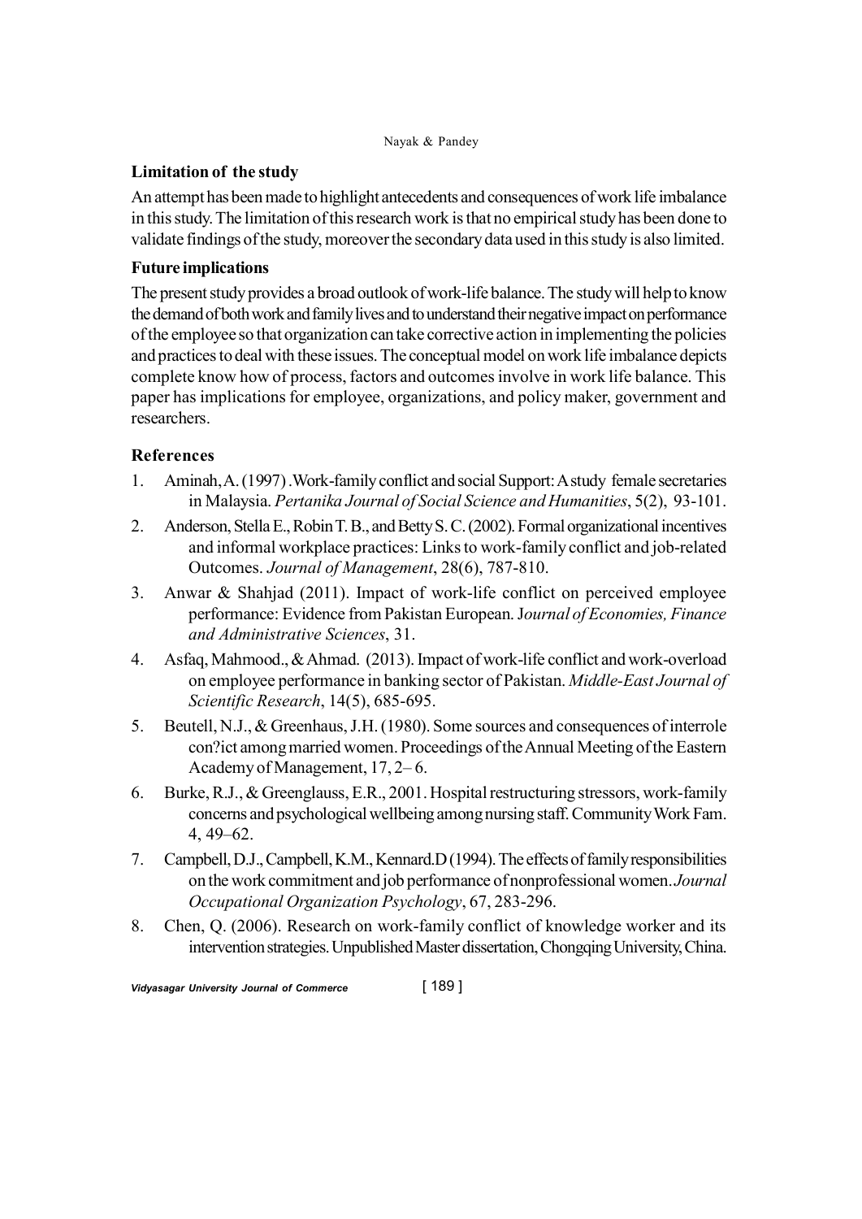### Limitation of the study

An attempt has been made to highlight antecedents and consequences of work life imbalance in this study. The limitation of this research work is that no empirical study has been done to validate findings of the study, moreover the secondary data used in this study is also limited.

### Future implications

The present study provides a broad outlook of work-life balance. The study will help to know the demand of both work and family lives and to understand their negative impact on performance of the employee so that organization can take corrective action in implementing the policies and practices to deal with these issues. The conceptual model on work life imbalance depicts complete know how of process, factors and outcomes involve in work life balance. This paper has implications for employee, organizations, and policy maker, government and researchers.

## References

1. Aminah, A. (1997) .Work-family conflict and social Support: A study female secretaries in Malaysia. *Pertanika Journal of Social Science and Humanities*, 5(2), 93-101.
2. Anderson, Stella E., Robin T. B., and Betty S. C. (2002). Formal organizational incentives and informal workplace practices: Links to work-family conflict and job-related Outcomes. *Journal of Management*, 28(6), 787-810.
3. Anwar & Shahjad (2011). Impact of work-life conflict on perceived employee performance: Evidence from Pakistan European. J*ournal of Economies, Finance and Administrative Sciences*, 31.
4. Asfaq, Mahmood., & Ahmad. (2013). Impact of work-life conflict and work-overload on employee performance in banking sector of Pakistan. *Middle-East Journal of Scientific Research*, 14(5), 685-695.
5. Beutell, N.J., & Greenhaus, J.H. (1980). Some sources and consequences of interrole con?ict among married women. Proceedings of the Annual Meeting of the Eastern Academy of Management, 17, 2– 6.
6. Burke, R.J., & Greenglauss, E.R., 2001. Hospital restructuring stressors, work-family concerns and psychological wellbeing among nursing staff. Community Work Fam. 4, 49–62.
7. Campbell, D.J., Campbell, K.M., Kennard.D (1994). The effects of family responsibilities on the work commitment and job performance of nonprofessional women. *Journal Occupational Organization Psychology*, 67, 283-296.
8. Chen, Q. (2006). Research on work-family conflict of knowledge worker and its intervention strategies. Unpublished Master dissertation, Chongqing University, China.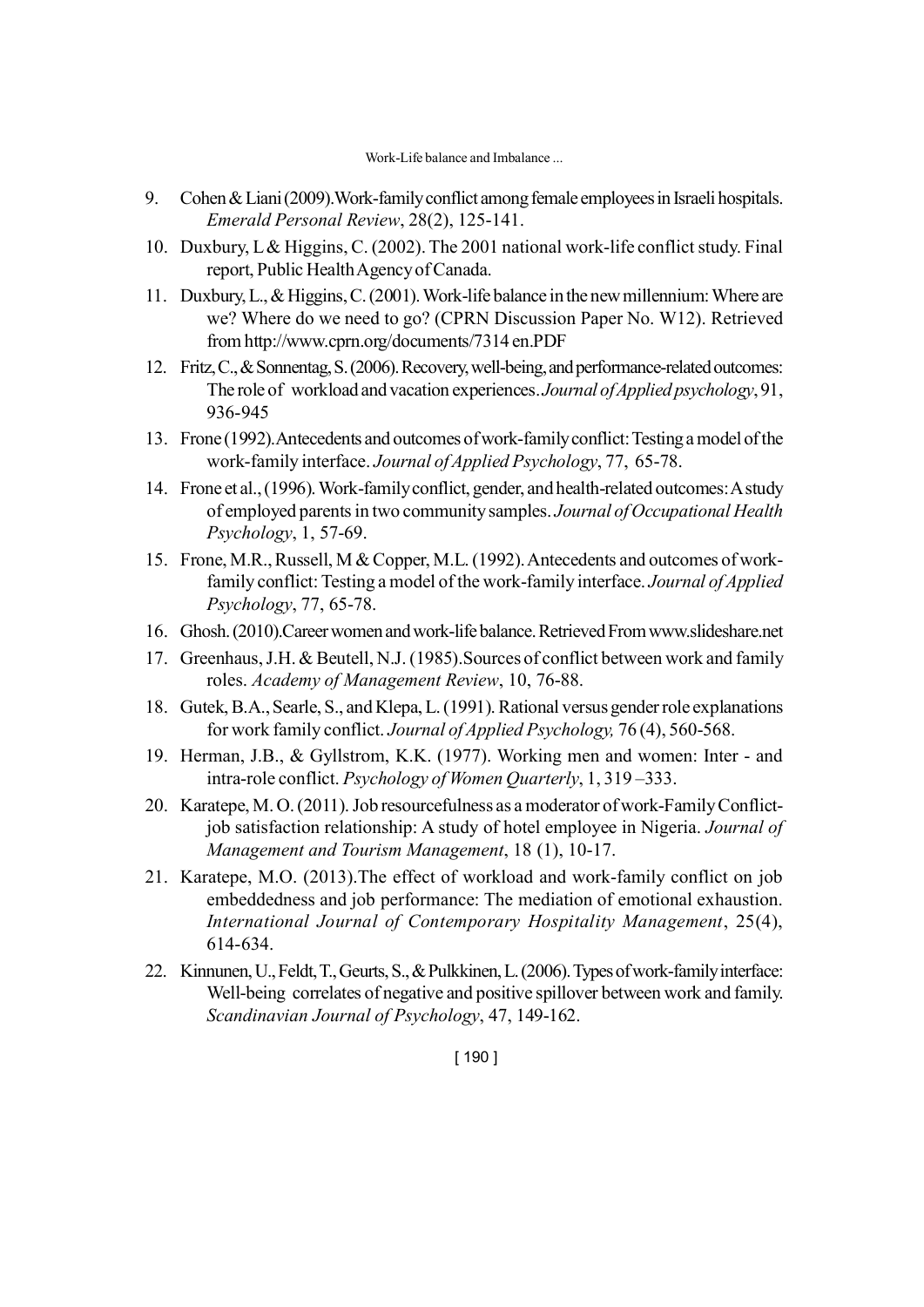9. Cohen & Liani (2009).Work-family conflict among female employees in Israeli hospitals. *Emerald Personal Review*, 28(2), 125-141.
10. Duxbury, L & Higgins, C. (2002). The 2001 national work-life conflict study. Final report, Public Health Agency of Canada.
11. Duxbury, L., & Higgins, C. (2001). Work-life balance in the new millennium: Where are we? Where do we need to go? (CPRN Discussion Paper No. W12). Retrieved from http://www.cprn.org/documents/7314 en.PDF
12. Fritz, C., & Sonnentag, S. (2006). Recovery, well-being, and performance-related outcomes: The role of workload and vacation experiences. *Journal of Applied psychology*, 91, 936-945
13. Frone (1992).Antecedents and outcomes of work-family conflict: Testing a model of the work-family interface. *Journal of Applied Psychology*, 77, 65-78.
14. Frone et al., (1996). Work-family conflict, gender, and health-related outcomes: A study of employed parents in two community samples. *Journal of Occupational Health Psychology*, 1, 57-69.
15. Frone, M.R., Russell, M & Copper, M.L. (1992). Antecedents and outcomes of work-family conflict: Testing a model of the work-family interface. *Journal of Applied Psychology*, 77, 65-78.
16. Ghosh. (2010).Career women and work-life balance. Retrieved From www.slideshare.net
17. Greenhaus, J.H. & Beutell, N.J. (1985).Sources of conflict between work and family roles. *Academy of Management Review*, 10, 76-88.
18. Gutek, B.A., Searle, S., and Klepa, L. (1991). Rational versus gender role explanations for work family conflict. *Journal of Applied Psychology,* 76 (4), 560-568.
19. Herman, J.B., & Gyllstrom, K.K. (1977). Working men and women: Inter - and intra-role conflict. *Psychology of Women Quarterly*, 1, 319 –333.
20. Karatepe, M. O. (2011). Job resourcefulness as a moderator of work-Family Conflict-job satisfaction relationship: A study of hotel employee in Nigeria. *Journal of Management and Tourism Management*, 18 (1), 10-17.
21. Karatepe, M.O. (2013).The effect of workload and work-family conflict on job embeddedness and job performance: The mediation of emotional exhaustion. *International Journal of Contemporary Hospitality Management*, 25(4), 614-634.
22. Kinnunen, U., Feldt, T., Geurts, S., & Pulkkinen, L. (2006). Types of work-family interface: Well-being correlates of negative and positive spillover between work and family. *Scandinavian Journal of Psychology*, 47, 149-162.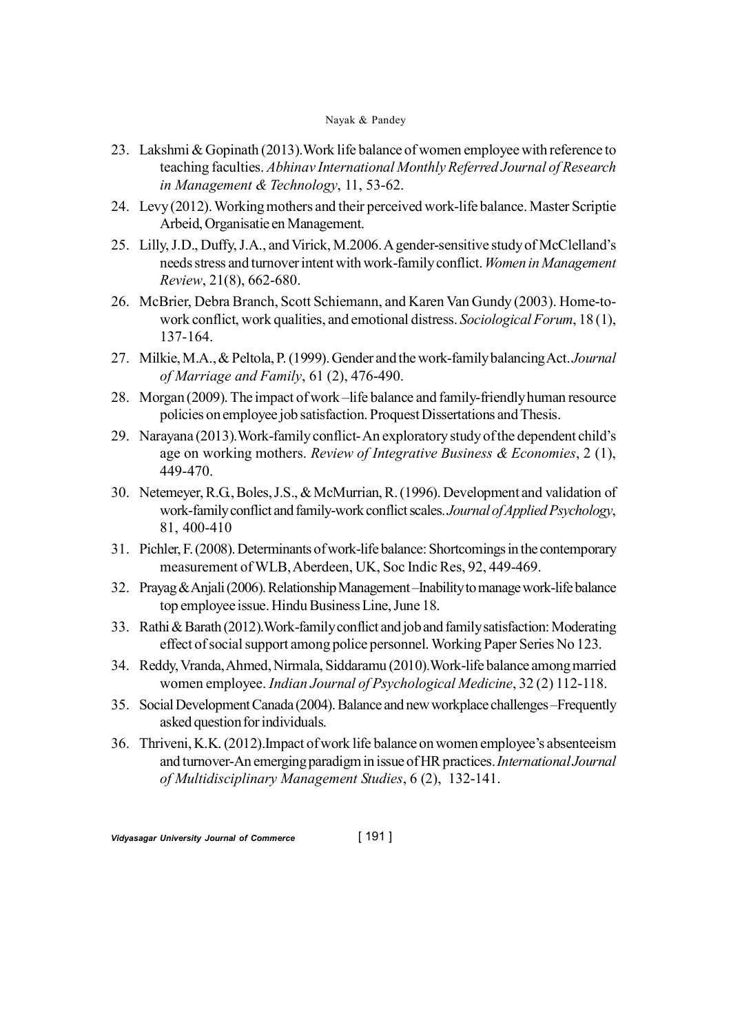23. Lakshmi & Gopinath (2013).Work life balance of women employee with reference to teaching faculties. *Abhinav International Monthly Referred Journal of Research in Management & Technology*, 11, 53-62.
24. Levy (2012). Working mothers and their perceived work-life balance. Master Scriptie Arbeid, Organisatie en Management.
25. Lilly, J.D., Duffy, J.A., and Virick, M.2006. A gender-sensitive study of McClelland's needs stress and turnover intent with work-family conflict. *Women in Management Review*, 21(8), 662-680.
26. McBrier, Debra Branch, Scott Schiemann, and Karen Van Gundy (2003). Home-to-work conflict, work qualities, and emotional distress. *Sociological Forum*, 18 (1), 137-164.
27. Milkie, M.A., & Peltola, P. (1999). Gender and the work-family balancing Act. *Journal of Marriage and Family*, 61 (2), 476-490.
28. Morgan (2009). The impact of work –life balance and family-friendly human resource policies on employee job satisfaction. Proquest Dissertations and Thesis.
29. Narayana (2013).Work-family conflict- An exploratory study of the dependent child's age on working mothers. *Review of Integrative Business & Economies*, 2 (1), 449-470.
30. Netemeyer, R.G., Boles, J.S., & McMurrian, R. (1996). Development and validation of work-family conflict and family-work conflict scales. *Journal of Applied Psychology*, 81, 400-410
31. Pichler, F. (2008). Determinants of work-life balance: Shortcomings in the contemporary measurement of WLB, Aberdeen, UK, Soc Indic Res, 92, 449-469.
32. Prayag & Anjali (2006). Relationship Management –Inability to manage work-life balance top employee issue. Hindu Business Line, June 18.
33. Rathi & Barath (2012).Work-family conflict and job and family satisfaction: Moderating effect of social support among police personnel. Working Paper Series No 123.
34. Reddy, Vranda, Ahmed, Nirmala, Siddaramu (2010).Work-life balance among married women employee. *Indian Journal of Psychological Medicine*, 32 (2) 112-118.
35. Social Development Canada (2004). Balance and new workplace challenges –Frequently asked question for individuals.
36. Thriveni, K.K. (2012).Impact of work life balance on women employee's absenteeism and turnover-An emerging paradigm in issue of HR practices. *International Journal of Multidisciplinary Management Studies*, 6 (2), 132-141.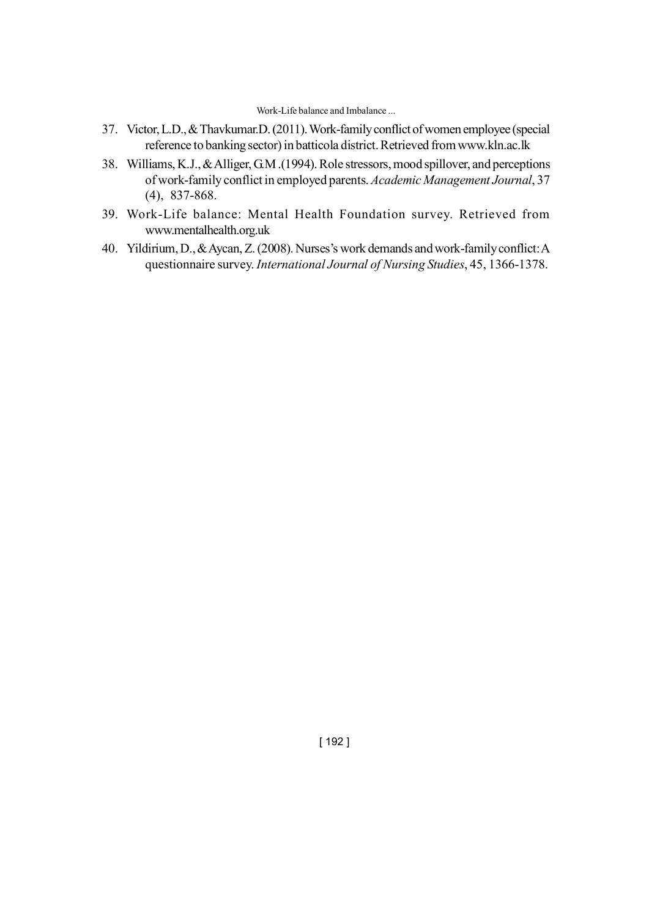37. Victor, L.D., & Thavkumar.D. (2011). Work-family conflict of women employee (special reference to banking sector) in batticola district. Retrieved from www.kln.ac.lk

38. Williams, K.J., & Alliger, G.M .(1994). Role stressors, mood spillover, and perceptions of work-family conflict in employed parents. *Academic Management Journal*, 37 (4), 837-868.

39. Work-Life balance: Mental Health Foundation survey. Retrieved from www.mentalhealth.org.uk

40. Yildirium, D., & Aycan, Z. (2008). Nurses's work demands and work-family conflict: A questionnaire survey. *International Journal of Nursing Studies*, 45, 1366-1378.